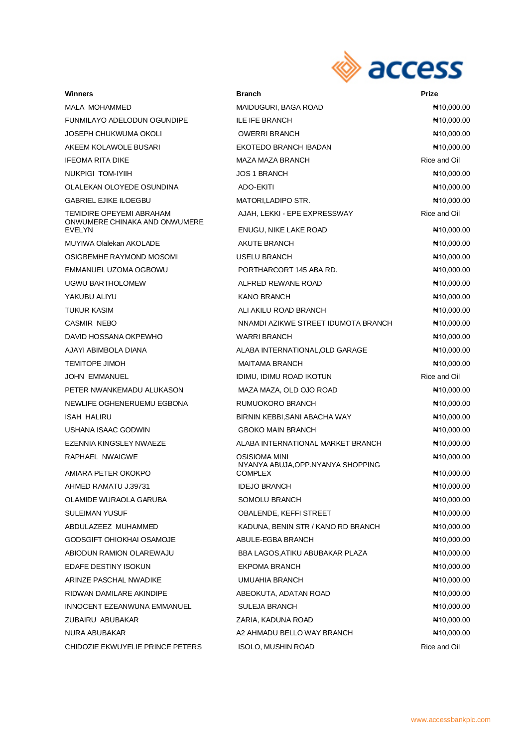| Winners | Branch | Prize |
|---|---|---|
| MALA MOHAMMED | MAIDUGURI, BAGA ROAD | ₦10,000.00 |
| FUNMILAYO ADELODUN OGUNDIPE | ILE IFE BRANCH | ₦10,000.00 |
| JOSEPH CHUKWUMA OKOLI | OWERRI BRANCH | ₦10,000.00 |
| AKEEM KOLAWOLE BUSARI | EKOTEDO BRANCH IBADAN | ₦10,000.00 |
| IFEOMA RITA DIKE | MAZA MAZA BRANCH | Rice and Oil |
| NUKPIGI TOM-IYIIH | JOS 1 BRANCH | ₦10,000.00 |
| OLALEKAN OLOYEDE OSUNDINA | ADO-EKITI | ₦10,000.00 |
| GABRIEL EJIKE ILOEGBU | MATORI,LADIPO STR. | ₦10,000.00 |
| TEMIDIRE OPEYEMI ABRAHAM | AJAH, LEKKI - EPE EXPRESSWAY | Rice and Oil |
| ONWUMERE CHINAKA AND ONWUMERE EVELYN | ENUGU, NIKE LAKE ROAD | ₦10,000.00 |
| MUYIWA Olalekan AKOLADE | AKUTE BRANCH | ₦10,000.00 |
| OSIGBEMHE RAYMOND MOSOMI | USELU BRANCH | ₦10,000.00 |
| EMMANUEL UZOMA OGBOWU | PORTHARCORT 145 ABA RD. | ₦10,000.00 |
| UGWU BARTHOLOMEW | ALFRED REWANE ROAD | ₦10,000.00 |
| YAKUBU ALIYU | KANO BRANCH | ₦10,000.00 |
| TUKUR KASIM | ALI AKILU ROAD BRANCH | ₦10,000.00 |
| CASMIR NEBO | NNAMDI AZIKWE STREET IDUMOTA BRANCH | ₦10,000.00 |
| DAVID HOSSANA OKPEWHO | WARRI BRANCH | ₦10,000.00 |
| AJAYI ABIMBOLA DIANA | ALABA INTERNATIONAL,OLD GARAGE | ₦10,000.00 |
| TEMITOPE JIMOH | MAITAMA BRANCH | ₦10,000.00 |
| JOHN EMMANUEL | IDIMU, IDIMU ROAD IKOTUN | Rice and Oil |
| PETER NWANKEMADU ALUKASON | MAZA MAZA, OLD OJO ROAD | ₦10,000.00 |
| NEWLIFE OGHENERUEMU EGBONA | RUMUOKORO BRANCH | ₦10,000.00 |
| ISAH HALIRU | BIRNIN KEBBI,SANI ABACHA WAY | ₦10,000.00 |
| USHANA ISAAC GODWIN | GBOKO MAIN BRANCH | ₦10,000.00 |
| EZENNIA KINGSLEY NWAEZE | ALABA INTERNATIONAL MARKET BRANCH | ₦10,000.00 |
| RAPHAEL NWAIGWE | OSISIOMA MINI | ₦10,000.00 |
| AMIARA PETER OKOKPO | NYANYA ABUJA,OPP.NYANYA SHOPPING COMPLEX | ₦10,000.00 |
| AHMED RAMATU J.39731 | IDEJO BRANCH | ₦10,000.00 |
| OLAMIDE WURAOLA GARUBA | SOMOLU BRANCH | ₦10,000.00 |
| SULEIMAN YUSUF | OBALENDE, KEFFI STREET | ₦10,000.00 |
| ABDULAZEEZ MUHAMMED | KADUNA, BENIN STR / KANO RD BRANCH | ₦10,000.00 |
| GODSGIFT OHIOKHAI OSAMOJE | ABULE-EGBA BRANCH | ₦10,000.00 |
| ABIODUN RAMION OLAREWAJU | BBA LAGOS,ATIKU ABUBAKAR PLAZA | ₦10,000.00 |
| EDAFE DESTINY ISOKUN | EKPOMA BRANCH | ₦10,000.00 |
| ARINZE PASCHAL NWADIKE | UMUAHIA BRANCH | ₦10,000.00 |
| RIDWAN DAMILARE AKINDIPE | ABEOKUTA, ADATAN ROAD | ₦10,000.00 |
| INNOCENT EZEANWUNA EMMANUEL | SULEJA BRANCH | ₦10,000.00 |
| ZUBAIRU ABUBAKAR | ZARIA, KADUNA ROAD | ₦10,000.00 |
| NURA ABUBAKAR | A2 AHMADU BELLO WAY BRANCH | ₦10,000.00 |
| CHIDOZIE EKWUYELIE PRINCE PETERS | ISOLO, MUSHIN ROAD | Rice and Oil |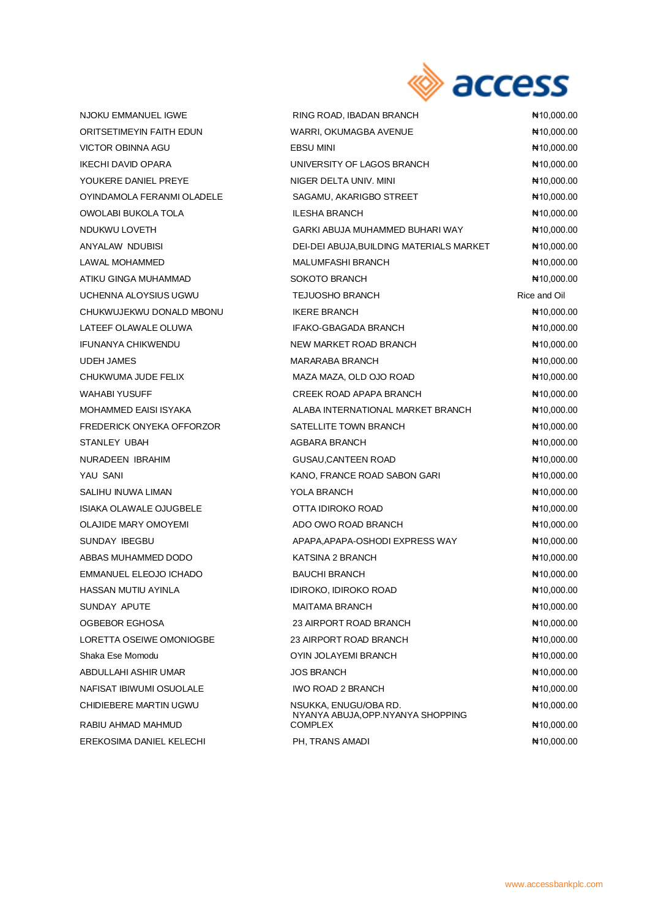| | | |
|---|---|---|
| NJOKU EMMANUEL IGWE | RING ROAD, IBADAN BRANCH | ₦10,000.00 |
| ORITSETIMEYIN FAITH EDUN | WARRI, OKUMAGBA AVENUE | ₦10,000.00 |
| VICTOR OBINNA AGU | EBSU MINI | ₦10,000.00 |
| IKECHI DAVID OPARA | UNIVERSITY OF LAGOS BRANCH | ₦10,000.00 |
| YOUKERE DANIEL PREYE | NIGER DELTA UNIV. MINI | ₦10,000.00 |
| OYINDAMOLA FERANMI OLADELE | SAGAMU, AKARIGBO STREET | ₦10,000.00 |
| OWOLABI BUKOLA TOLA | ILESHA BRANCH | ₦10,000.00 |
| NDUKWU LOVETH | GARKI ABUJA MUHAMMED BUHARI WAY | ₦10,000.00 |
| ANYALAW NDUBISI | DEI-DEI ABUJA,BUILDING MATERIALS MARKET | ₦10,000.00 |
| LAWAL MOHAMMED | MALUMFASHI BRANCH | ₦10,000.00 |
| ATIKU GINGA MUHAMMAD | SOKOTO BRANCH | ₦10,000.00 |
| UCHENNA ALOYSIUS UGWU | TEJUOSHO BRANCH | Rice and Oil |
| CHUKWUJEKWU DONALD MBONU | IKERE BRANCH | ₦10,000.00 |
| LATEEF OLAWALE OLUWA | IFAKO-GBAGADA BRANCH | ₦10,000.00 |
| IFUNANYA CHIKWENDU | NEW MARKET ROAD BRANCH | ₦10,000.00 |
| UDEH JAMES | MARARABA BRANCH | ₦10,000.00 |
| CHUKWUMA JUDE FELIX | MAZA MAZA, OLD OJO ROAD | ₦10,000.00 |
| WAHABI YUSUFF | CREEK ROAD APAPA BRANCH | ₦10,000.00 |
| MOHAMMED EAISI ISYAKA | ALABA INTERNATIONAL MARKET BRANCH | ₦10,000.00 |
| FREDERICK ONYEKA OFFORZOR | SATELLITE TOWN BRANCH | ₦10,000.00 |
| STANLEY UBAH | AGBARA BRANCH | ₦10,000.00 |
| NURADEEN IBRAHIM | GUSAU,CANTEEN ROAD | ₦10,000.00 |
| YAU SANI | KANO, FRANCE ROAD SABON GARI | ₦10,000.00 |
| SALIHU INUWA LIMAN | YOLA BRANCH | ₦10,000.00 |
| ISIAKA OLAWALE OJUGBELE | OTTA IDIROKO ROAD | ₦10,000.00 |
| OLAJIDE MARY OMOYEMI | ADO OWO ROAD BRANCH | ₦10,000.00 |
| SUNDAY IBEGBU | APAPA,APAPA-OSHODI EXPRESS WAY | ₦10,000.00 |
| ABBAS MUHAMMED DODO | KATSINA 2 BRANCH | ₦10,000.00 |
| EMMANUEL ELEOJO ICHADO | BAUCHI BRANCH | ₦10,000.00 |
| HASSAN MUTIU AYINLA | IDIROKO, IDIROKO ROAD | ₦10,000.00 |
| SUNDAY APUTE | MAITAMA BRANCH | ₦10,000.00 |
| OGBEBOR EGHOSA | 23 AIRPORT ROAD BRANCH | ₦10,000.00 |
| LORETTA OSEIWE OMONIOGBE | 23 AIRPORT ROAD BRANCH | ₦10,000.00 |
| Shaka Ese Momodu | OYIN JOLAYEMI BRANCH | ₦10,000.00 |
| ABDULLAHI ASHIR UMAR | JOS BRANCH | ₦10,000.00 |
| NAFISAT IBIWUMI OSUOLALE | IWO ROAD 2 BRANCH | ₦10,000.00 |
| CHIDIEBERE MARTIN UGWU | NSUKKA, ENUGU/OBA RD. | ₦10,000.00 |
| RABIU AHMAD MAHMUD | NYANYA ABUJA,OPP.NYANYA SHOPPING COMPLEX | ₦10,000.00 |
| EREKOSIMA DANIEL KELECHI | PH, TRANS AMADI | ₦10,000.00 |